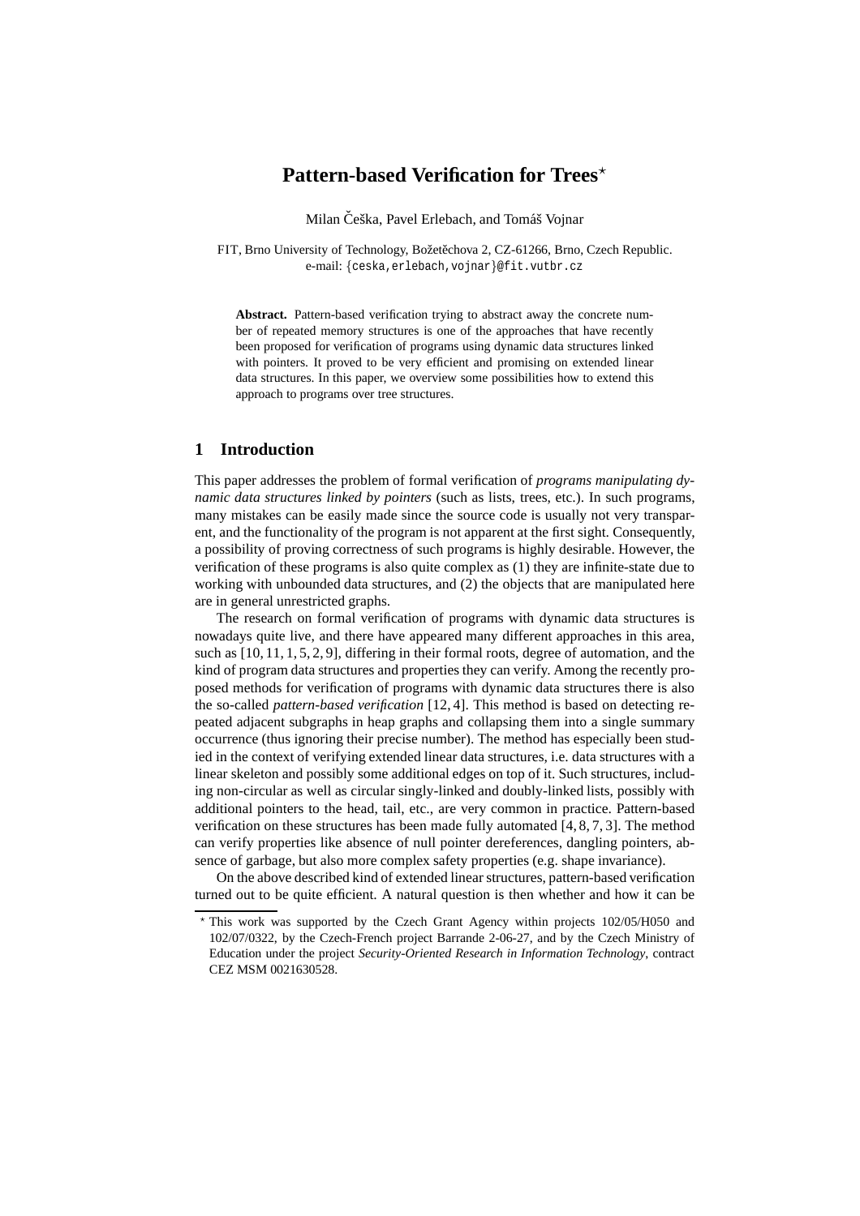# Pattern-based Verification for Trees*

Milan Češka, Pavel Erlebach, and Tomáš Vojnar

FIT, Brno University of Technology, Božetěchova 2, CZ-61266, Brno, Czech Republic.
e-mail: {ceska,erlebach,vojnar}@fit.vutbr.cz

**Abstract.** Pattern-based verification trying to abstract away the concrete number of repeated memory structures is one of the approaches that have recently been proposed for verification of programs using dynamic data structures linked with pointers. It proved to be very efficient and promising on extended linear data structures. In this paper, we overview some possibilities how to extend this approach to programs over tree structures.

## 1 Introduction

This paper addresses the problem of formal verification of *programs manipulating dynamic data structures linked by pointers* (such as lists, trees, etc.). In such programs, many mistakes can be easily made since the source code is usually not very transparent, and the functionality of the program is not apparent at the first sight. Consequently, a possibility of proving correctness of such programs is highly desirable. However, the verification of these programs is also quite complex as (1) they are infinite-state due to working with unbounded data structures, and (2) the objects that are manipulated here are in general unrestricted graphs.

The research on formal verification of programs with dynamic data structures is nowadays quite live, and there have appeared many different approaches in this area, such as [10, 11, 1, 5, 2, 9], differing in their formal roots, degree of automation, and the kind of program data structures and properties they can verify. Among the recently proposed methods for verification of programs with dynamic data structures there is also the so-called *pattern-based verification* [12, 4]. This method is based on detecting repeated adjacent subgraphs in heap graphs and collapsing them into a single summary occurrence (thus ignoring their precise number). The method has especially been studied in the context of verifying extended linear data structures, i.e. data structures with a linear skeleton and possibly some additional edges on top of it. Such structures, including non-circular as well as circular singly-linked and doubly-linked lists, possibly with additional pointers to the head, tail, etc., are very common in practice. Pattern-based verification on these structures has been made fully automated [4, 8, 7, 3]. The method can verify properties like absence of null pointer dereferences, dangling pointers, absence of garbage, but also more complex safety properties (e.g. shape invariance).

On the above described kind of extended linear structures, pattern-based verification turned out to be quite efficient. A natural question is then whether and how it can be

---

* This work was supported by the Czech Grant Agency within projects 102/05/H050 and 102/07/0322, by the Czech-French project Barrande 2-06-27, and by the Czech Ministry of Education under the project *Security-Oriented Research in Information Technology*, contract CEZ MSM 0021630528.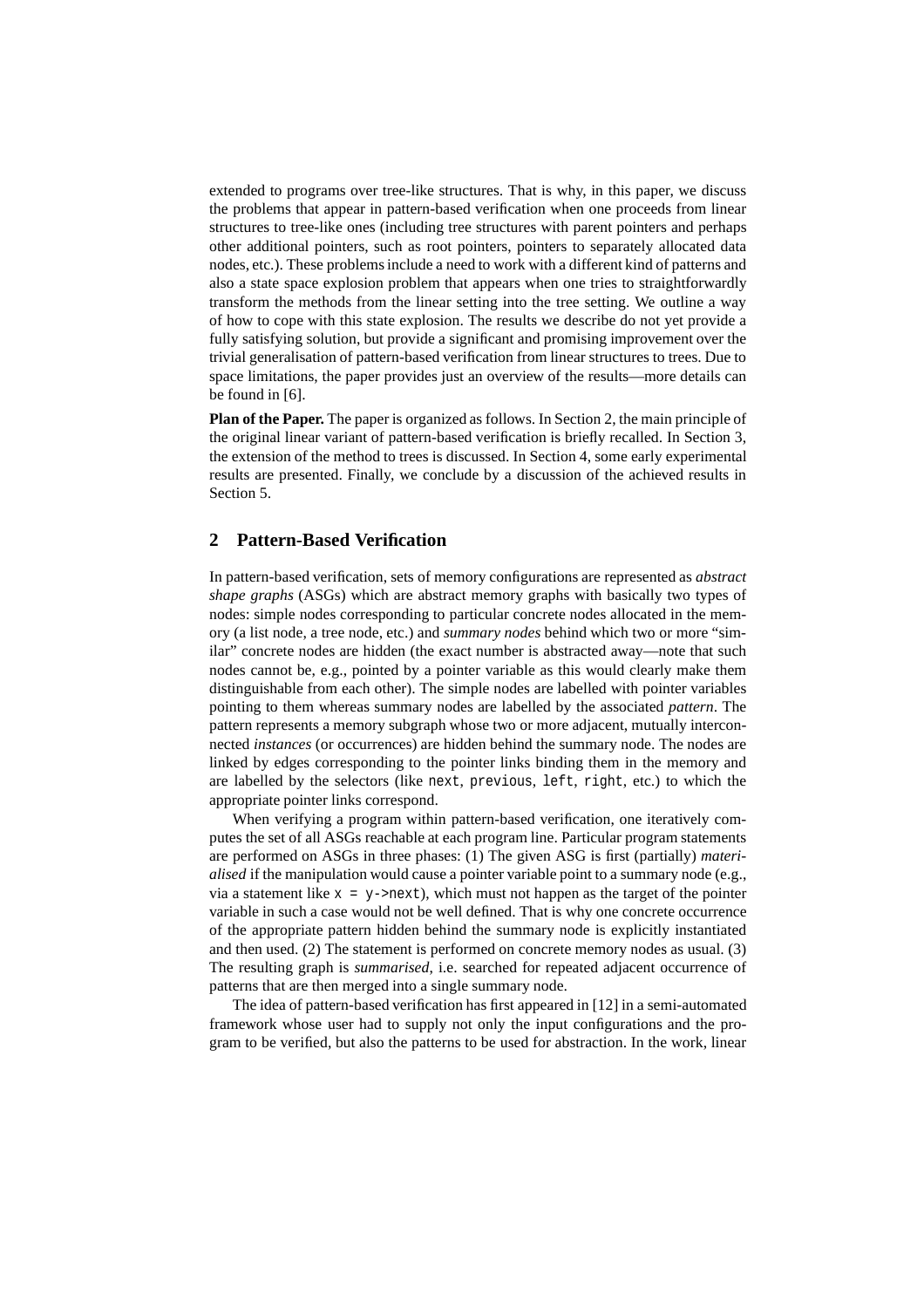extended to programs over tree-like structures. That is why, in this paper, we discuss the problems that appear in pattern-based verification when one proceeds from linear structures to tree-like ones (including tree structures with parent pointers and perhaps other additional pointers, such as root pointers, pointers to separately allocated data nodes, etc.). These problems include a need to work with a different kind of patterns and also a state space explosion problem that appears when one tries to straightforwardly transform the methods from the linear setting into the tree setting. We outline a way of how to cope with this state explosion. The results we describe do not yet provide a fully satisfying solution, but provide a significant and promising improvement over the trivial generalisation of pattern-based verification from linear structures to trees. Due to space limitations, the paper provides just an overview of the results—more details can be found in [6].

**Plan of the Paper.** The paper is organized as follows. In Section 2, the main principle of the original linear variant of pattern-based verification is briefly recalled. In Section 3, the extension of the method to trees is discussed. In Section 4, some early experimental results are presented. Finally, we conclude by a discussion of the achieved results in Section 5.

## 2 Pattern-Based Verification

In pattern-based verification, sets of memory configurations are represented as *abstract shape graphs* (ASGs) which are abstract memory graphs with basically two types of nodes: simple nodes corresponding to particular concrete nodes allocated in the memory (a list node, a tree node, etc.) and *summary nodes* behind which two or more "similar" concrete nodes are hidden (the exact number is abstracted away—note that such nodes cannot be, e.g., pointed by a pointer variable as this would clearly make them distinguishable from each other). The simple nodes are labelled with pointer variables pointing to them whereas summary nodes are labelled by the associated *pattern*. The pattern represents a memory subgraph whose two or more adjacent, mutually interconnected *instances* (or occurrences) are hidden behind the summary node. The nodes are linked by edges corresponding to the pointer links binding them in the memory and are labelled by the selectors (like `next`, `previous`, `left`, `right`, etc.) to which the appropriate pointer links correspond.

When verifying a program within pattern-based verification, one iteratively computes the set of all ASGs reachable at each program line. Particular program statements are performed on ASGs in three phases: (1) The given ASG is first (partially) *materialised* if the manipulation would cause a pointer variable point to a summary node (e.g., via a statement like `x = y->next`), which must not happen as the target of the pointer variable in such a case would not be well defined. That is why one concrete occurrence of the appropriate pattern hidden behind the summary node is explicitly instantiated and then used. (2) The statement is performed on concrete memory nodes as usual. (3) The resulting graph is *summarised*, i.e. searched for repeated adjacent occurrence of patterns that are then merged into a single summary node.

The idea of pattern-based verification has first appeared in [12] in a semi-automated framework whose user had to supply not only the input configurations and the program to be verified, but also the patterns to be used for abstraction. In the work, linear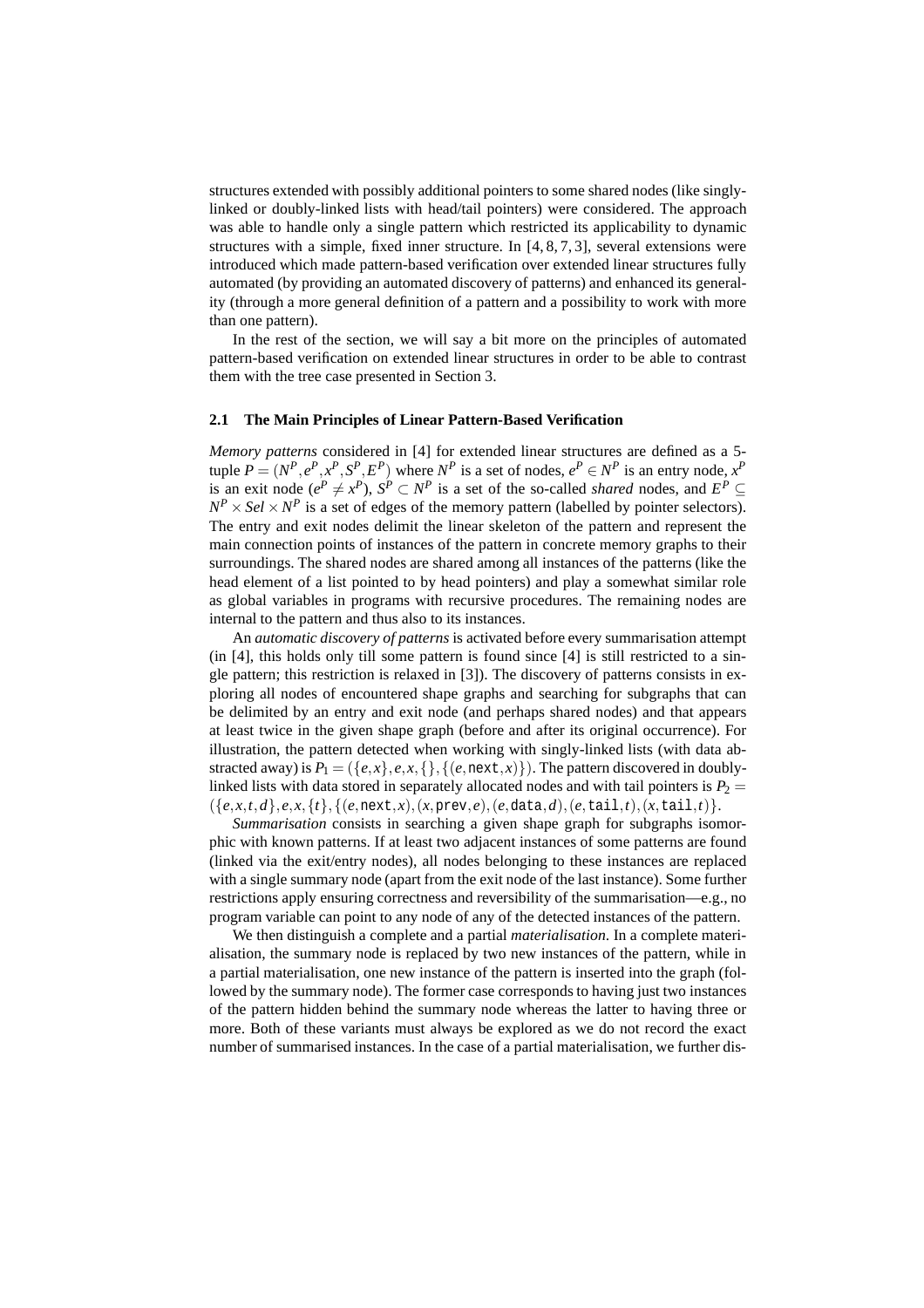structures extended with possibly additional pointers to some shared nodes (like singly-linked or doubly-linked lists with head/tail pointers) were considered. The approach was able to handle only a single pattern which restricted its applicability to dynamic structures with a simple, fixed inner structure. In [4, 8, 7, 3], several extensions were introduced which made pattern-based verification over extended linear structures fully automated (by providing an automated discovery of patterns) and enhanced its generality (through a more general definition of a pattern and a possibility to work with more than one pattern).

In the rest of the section, we will say a bit more on the principles of automated pattern-based verification on extended linear structures in order to be able to contrast them with the tree case presented in Section 3.

### 2.1 The Main Principles of Linear Pattern-Based Verification

*Memory patterns* considered in [4] for extended linear structures are defined as a 5-tuple $P = (N^P, e^P, x^P, S^P, E^P)$ where $N^P$ is a set of nodes, $e^P \in N^P$ is an entry node, $x^P$ is an exit node ($e^P \neq x^P$), $S^P \subset N^P$ is a set of the so-called *shared* nodes, and $E^P \subseteq N^P \times Sel \times N^P$ is a set of edges of the memory pattern (labelled by pointer selectors). The entry and exit nodes delimit the linear skeleton of the pattern and represent the main connection points of instances of the pattern in concrete memory graphs to their surroundings. The shared nodes are shared among all instances of the patterns (like the head element of a list pointed to by head pointers) and play a somewhat similar role as global variables in programs with recursive procedures. The remaining nodes are internal to the pattern and thus also to its instances.

An *automatic discovery of patterns* is activated before every summarisation attempt (in [4], this holds only till some pattern is found since [4] is still restricted to a single pattern; this restriction is relaxed in [3]). The discovery of patterns consists in exploring all nodes of encountered shape graphs and searching for subgraphs that can be delimited by an entry and exit node (and perhaps shared nodes) and that appears at least twice in the given shape graph (before and after its original occurrence). For illustration, the pattern detected when working with singly-linked lists (with data abstracted away) is $P_1 = (\{e,x\}, e, x, \{\}, \{(e, \mathtt{next}, x)\})$. The pattern discovered in doubly-linked lists with data stored in separately allocated nodes and with tail pointers is $P_2 = (\{e,x,t,d\}, e, x, \{t\}, \{(e, \mathtt{next}, x), (x, \mathtt{prev}, e), (e, \mathtt{data}, d), (e, \mathtt{tail}, t), (x, \mathtt{tail}, t)\}$.

*Summarisation* consists in searching a given shape graph for subgraphs isomorphic with known patterns. If at least two adjacent instances of some patterns are found (linked via the exit/entry nodes), all nodes belonging to these instances are replaced with a single summary node (apart from the exit node of the last instance). Some further restrictions apply ensuring correctness and reversibility of the summarisation—e.g., no program variable can point to any node of any of the detected instances of the pattern.

We then distinguish a complete and a partial *materialisation*. In a complete materialisation, the summary node is replaced by two new instances of the pattern, while in a partial materialisation, one new instance of the pattern is inserted into the graph (followed by the summary node). The former case corresponds to having just two instances of the pattern hidden behind the summary node whereas the latter to having three or more. Both of these variants must always be explored as we do not record the exact number of summarised instances. In the case of a partial materialisation, we further dis-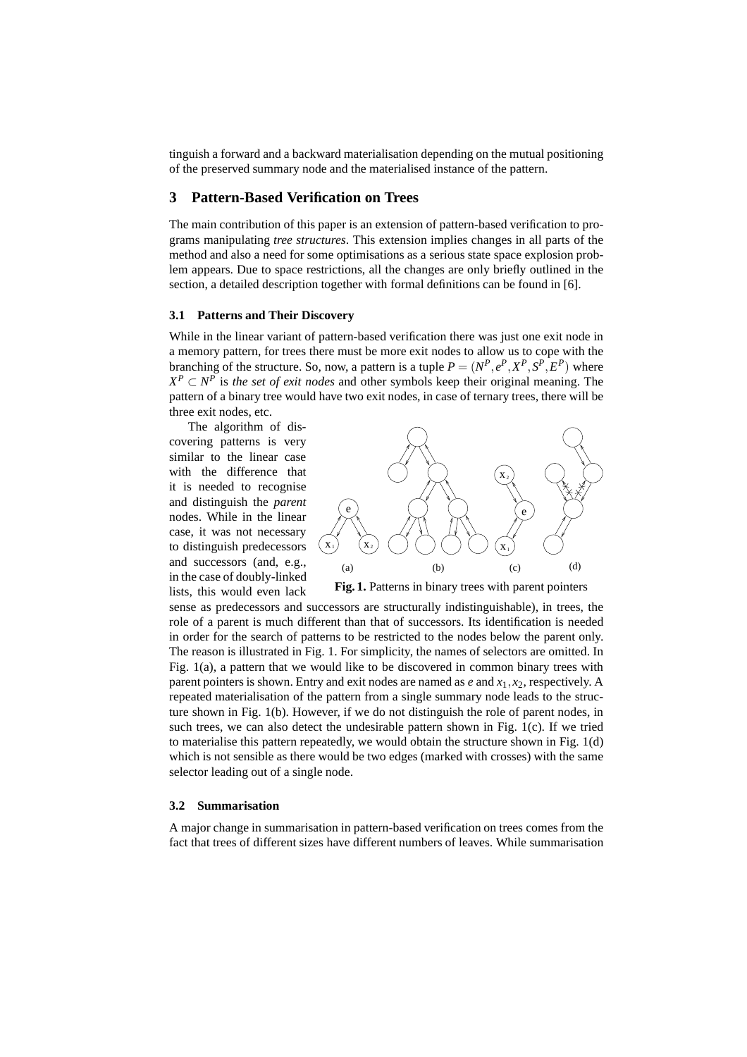tinguish a forward and a backward materialisation depending on the mutual positioning of the preserved summary node and the materialised instance of the pattern.

## 3 Pattern-Based Verification on Trees

The main contribution of this paper is an extension of pattern-based verification to programs manipulating *tree structures*. This extension implies changes in all parts of the method and also a need for some optimisations as a serious state space explosion problem appears. Due to space restrictions, all the changes are only briefly outlined in the section, a detailed description together with formal definitions can be found in [6].

### 3.1 Patterns and Their Discovery

While in the linear variant of pattern-based verification there was just one exit node in a memory pattern, for trees there must be more exit nodes to allow us to cope with the branching of the structure. So, now, a pattern is a tuple $P = (N^P, e^P, X^P, S^P, E^P)$ where $X^P \subset N^P$ is *the set of exit nodes* and other symbols keep their original meaning. The pattern of a binary tree would have two exit nodes, in case of ternary trees, there will be three exit nodes, etc.

The algorithm of discovering patterns is very similar to the linear case with the difference that it is needed to recognise and distinguish the *parent* nodes. While in the linear case, it was not necessary to distinguish predecessors and successors (and, e.g., in the case of doubly-linked lists, this would even lack sense as predecessors and successors are structurally indistinguishable), in trees, the role of a parent is much different than that of successors. Its identification is needed in order for the search of patterns to be restricted to the nodes below the parent only. The reason is illustrated in Fig. 1. For simplicity, the names of selectors are omitted. In Fig. 1(a), a pattern that we would like to be discovered in common binary trees with parent pointers is shown. Entry and exit nodes are named as $e$ and $x_1, x_2$, respectively. A repeated materialisation of the pattern from a single summary node leads to the structure shown in Fig. 1(b). However, if we do not distinguish the role of parent nodes, in such trees, we can also detect the undesirable pattern shown in Fig. 1(c). If we tried to materialise this pattern repeatedly, we would obtain the structure shown in Fig. 1(d) which is not sensible as there would be two edges (marked with crosses) with the same selector leading out of a single node.

**Fig. 1.** Patterns in binary trees with parent pointers

### 3.2 Summarisation

A major change in summarisation in pattern-based verification on trees comes from the fact that trees of different sizes have different numbers of leaves. While summarisation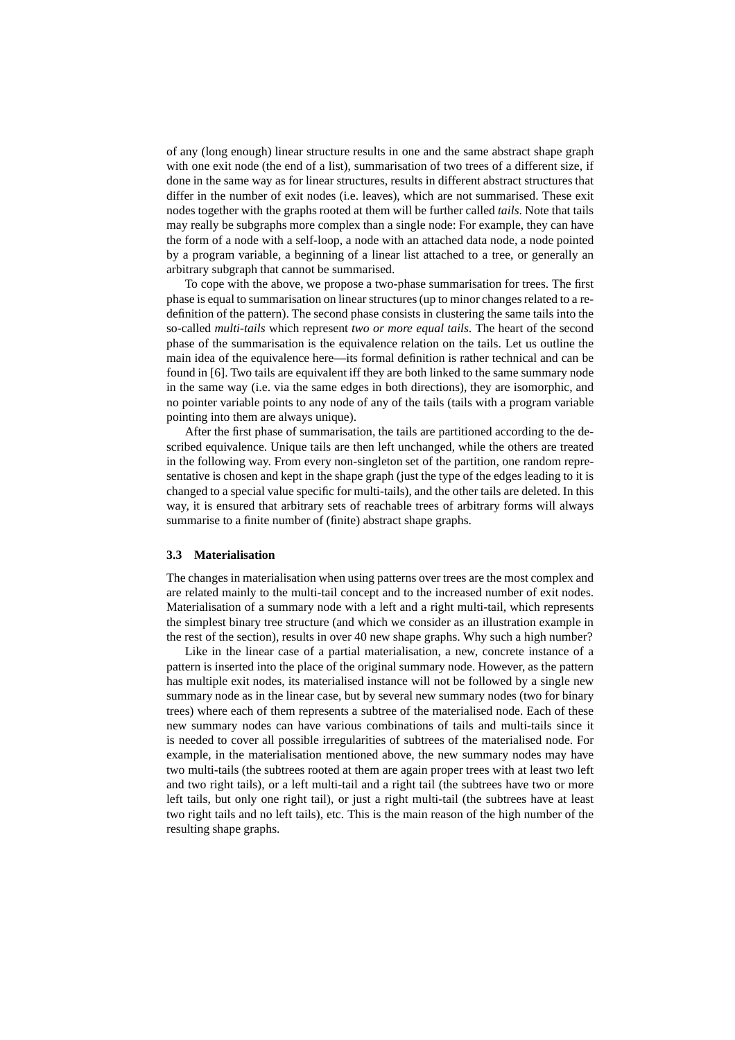of any (long enough) linear structure results in one and the same abstract shape graph with one exit node (the end of a list), summarisation of two trees of a different size, if done in the same way as for linear structures, results in different abstract structures that differ in the number of exit nodes (i.e. leaves), which are not summarised. These exit nodes together with the graphs rooted at them will be further called *tails*. Note that tails may really be subgraphs more complex than a single node: For example, they can have the form of a node with a self-loop, a node with an attached data node, a node pointed by a program variable, a beginning of a linear list attached to a tree, or generally an arbitrary subgraph that cannot be summarised.

To cope with the above, we propose a two-phase summarisation for trees. The first phase is equal to summarisation on linear structures (up to minor changes related to a redefinition of the pattern). The second phase consists in clustering the same tails into the so-called *multi-tails* which represent *two or more equal tails*. The heart of the second phase of the summarisation is the equivalence relation on the tails. Let us outline the main idea of the equivalence here—its formal definition is rather technical and can be found in [6]. Two tails are equivalent iff they are both linked to the same summary node in the same way (i.e. via the same edges in both directions), they are isomorphic, and no pointer variable points to any node of any of the tails (tails with a program variable pointing into them are always unique).

After the first phase of summarisation, the tails are partitioned according to the described equivalence. Unique tails are then left unchanged, while the others are treated in the following way. From every non-singleton set of the partition, one random representative is chosen and kept in the shape graph (just the type of the edges leading to it is changed to a special value specific for multi-tails), and the other tails are deleted. In this way, it is ensured that arbitrary sets of reachable trees of arbitrary forms will always summarise to a finite number of (finite) abstract shape graphs.

### 3.3 Materialisation

The changes in materialisation when using patterns over trees are the most complex and are related mainly to the multi-tail concept and to the increased number of exit nodes. Materialisation of a summary node with a left and a right multi-tail, which represents the simplest binary tree structure (and which we consider as an illustration example in the rest of the section), results in over 40 new shape graphs. Why such a high number?

Like in the linear case of a partial materialisation, a new, concrete instance of a pattern is inserted into the place of the original summary node. However, as the pattern has multiple exit nodes, its materialised instance will not be followed by a single new summary node as in the linear case, but by several new summary nodes (two for binary trees) where each of them represents a subtree of the materialised node. Each of these new summary nodes can have various combinations of tails and multi-tails since it is needed to cover all possible irregularities of subtrees of the materialised node. For example, in the materialisation mentioned above, the new summary nodes may have two multi-tails (the subtrees rooted at them are again proper trees with at least two left and two right tails), or a left multi-tail and a right tail (the subtrees have two or more left tails, but only one right tail), or just a right multi-tail (the subtrees have at least two right tails and no left tails), etc. This is the main reason of the high number of the resulting shape graphs.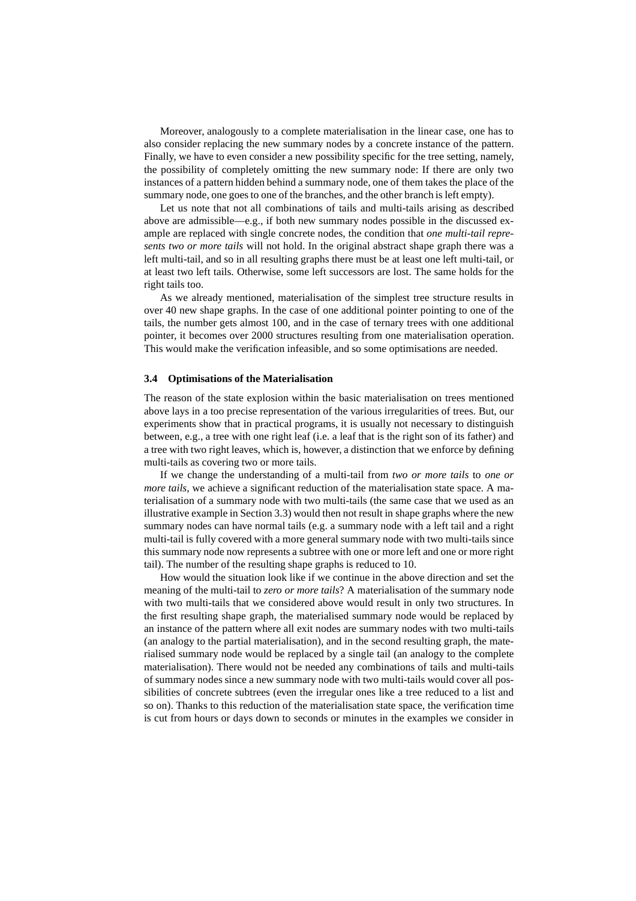Moreover, analogously to a complete materialisation in the linear case, one has to also consider replacing the new summary nodes by a concrete instance of the pattern. Finally, we have to even consider a new possibility specific for the tree setting, namely, the possibility of completely omitting the new summary node: If there are only two instances of a pattern hidden behind a summary node, one of them takes the place of the summary node, one goes to one of the branches, and the other branch is left empty).

Let us note that not all combinations of tails and multi-tails arising as described above are admissible—e.g., if both new summary nodes possible in the discussed example are replaced with single concrete nodes, the condition that *one multi-tail represents two or more tails* will not hold. In the original abstract shape graph there was a left multi-tail, and so in all resulting graphs there must be at least one left multi-tail, or at least two left tails. Otherwise, some left successors are lost. The same holds for the right tails too.

As we already mentioned, materialisation of the simplest tree structure results in over 40 new shape graphs. In the case of one additional pointer pointing to one of the tails, the number gets almost 100, and in the case of ternary trees with one additional pointer, it becomes over 2000 structures resulting from one materialisation operation. This would make the verification infeasible, and so some optimisations are needed.

### 3.4 Optimisations of the Materialisation

The reason of the state explosion within the basic materialisation on trees mentioned above lays in a too precise representation of the various irregularities of trees. But, our experiments show that in practical programs, it is usually not necessary to distinguish between, e.g., a tree with one right leaf (i.e. a leaf that is the right son of its father) and a tree with two right leaves, which is, however, a distinction that we enforce by defining multi-tails as covering two or more tails.

If we change the understanding of a multi-tail from *two or more tails* to *one or more tails*, we achieve a significant reduction of the materialisation state space. A materialisation of a summary node with two multi-tails (the same case that we used as an illustrative example in Section 3.3) would then not result in shape graphs where the new summary nodes can have normal tails (e.g. a summary node with a left tail and a right multi-tail is fully covered with a more general summary node with two multi-tails since this summary node now represents a subtree with one or more left and one or more right tail). The number of the resulting shape graphs is reduced to 10.

How would the situation look like if we continue in the above direction and set the meaning of the multi-tail to *zero or more tails*? A materialisation of the summary node with two multi-tails that we considered above would result in only two structures. In the first resulting shape graph, the materialised summary node would be replaced by an instance of the pattern where all exit nodes are summary nodes with two multi-tails (an analogy to the partial materialisation), and in the second resulting graph, the materialised summary node would be replaced by a single tail (an analogy to the complete materialisation). There would not be needed any combinations of tails and multi-tails of summary nodes since a new summary node with two multi-tails would cover all possibilities of concrete subtrees (even the irregular ones like a tree reduced to a list and so on). Thanks to this reduction of the materialisation state space, the verification time is cut from hours or days down to seconds or minutes in the examples we consider in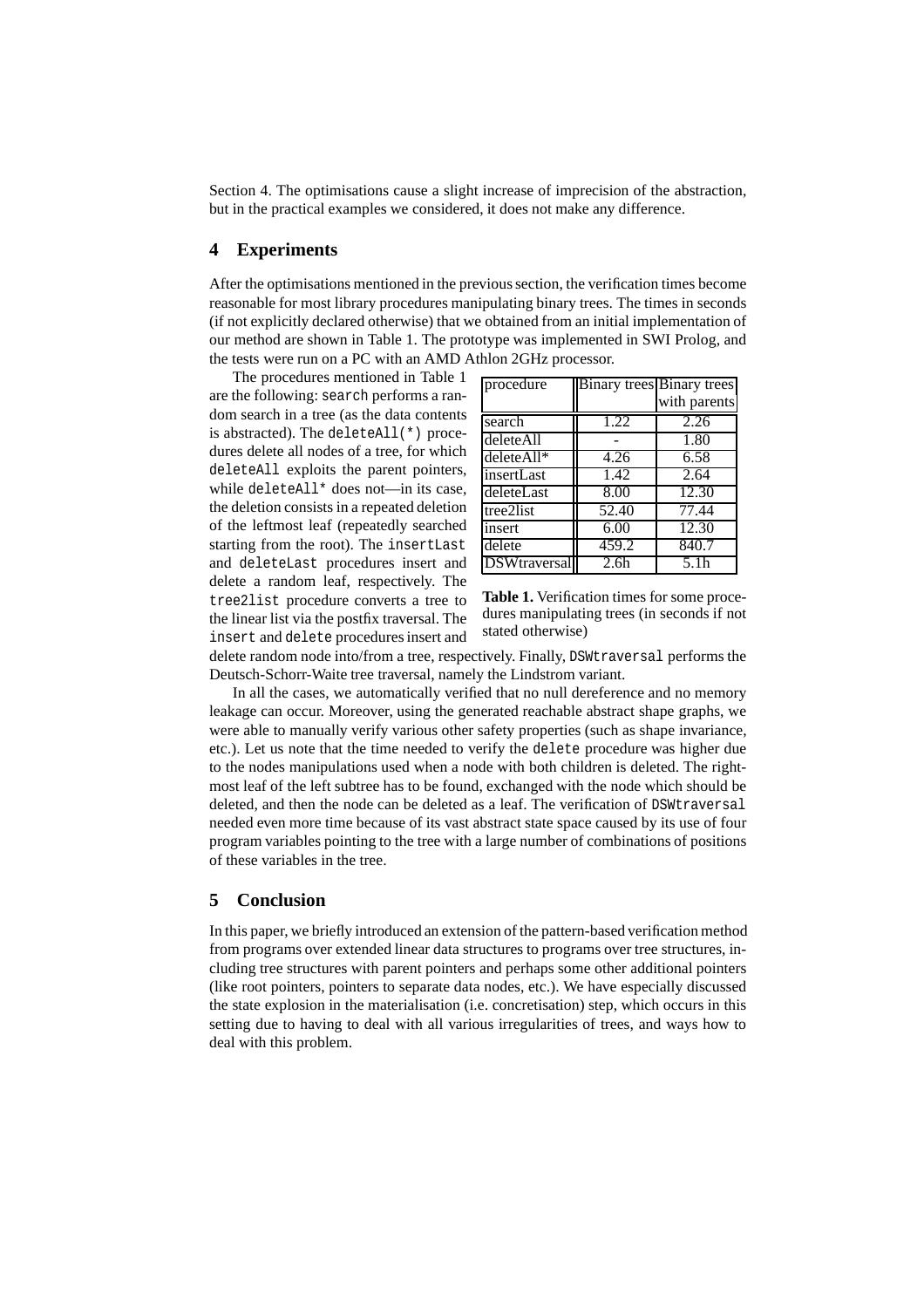Section 4. The optimisations cause a slight increase of imprecision of the abstraction, but in the practical examples we considered, it does not make any difference.

## 4 Experiments

After the optimisations mentioned in the previous section, the verification times become reasonable for most library procedures manipulating binary trees. The times in seconds (if not explicitly declared otherwise) that we obtained from an initial implementation of our method are shown in Table 1. The prototype was implemented in SWI Prolog, and the tests were run on a PC with an AMD Athlon 2GHz processor.

The procedures mentioned in Table 1 are the following: `search` performs a random search in a tree (as the data contents is abstracted). The `deleteAll(*)` procedures delete all nodes of a tree, for which `deleteAll` exploits the parent pointers, while `deleteAll*` does not—in its case, the deletion consists in a repeated deletion of the leftmost leaf (repeatedly searched starting from the root). The `insertLast` and `deleteLast` procedures insert and delete a random leaf, respectively. The `tree2list` procedure converts a tree to the linear list via the postfix traversal. The `insert` and `delete` procedures insert and delete random node into/from a tree, respectively. Finally, `DSWtraversal` performs the Deutsch-Schorr-Waite tree traversal, namely the Lindstrom variant.

| procedure | Binary trees | Binary trees with parents |
|---|---|---|
| search | 1.22 | 2.26 |
| deleteAll | - | 1.80 |
| deleteAll* | 4.26 | 6.58 |
| insertLast | 1.42 | 2.64 |
| deleteLast | 8.00 | 12.30 |
| tree2list | 52.40 | 77.44 |
| insert | 6.00 | 12.30 |
| delete | 459.2 | 840.7 |
| DSWtraversal | 2.6h | 5.1h |

**Table 1.** Verification times for some procedures manipulating trees (in seconds if not stated otherwise)

In all the cases, we automatically verified that no null dereference and no memory leakage can occur. Moreover, using the generated reachable abstract shape graphs, we were able to manually verify various other safety properties (such as shape invariance, etc.). Let us note that the time needed to verify the `delete` procedure was higher due to the nodes manipulations used when a node with both children is deleted. The rightmost leaf of the left subtree has to be found, exchanged with the node which should be deleted, and then the node can be deleted as a leaf. The verification of `DSWtraversal` needed even more time because of its vast abstract state space caused by its use of four program variables pointing to the tree with a large number of combinations of positions of these variables in the tree.

## 5 Conclusion

In this paper, we briefly introduced an extension of the pattern-based verification method from programs over extended linear data structures to programs over tree structures, including tree structures with parent pointers and perhaps some other additional pointers (like root pointers, pointers to separate data nodes, etc.). We have especially discussed the state explosion in the materialisation (i.e. concretisation) step, which occurs in this setting due to having to deal with all various irregularities of trees, and ways how to deal with this problem.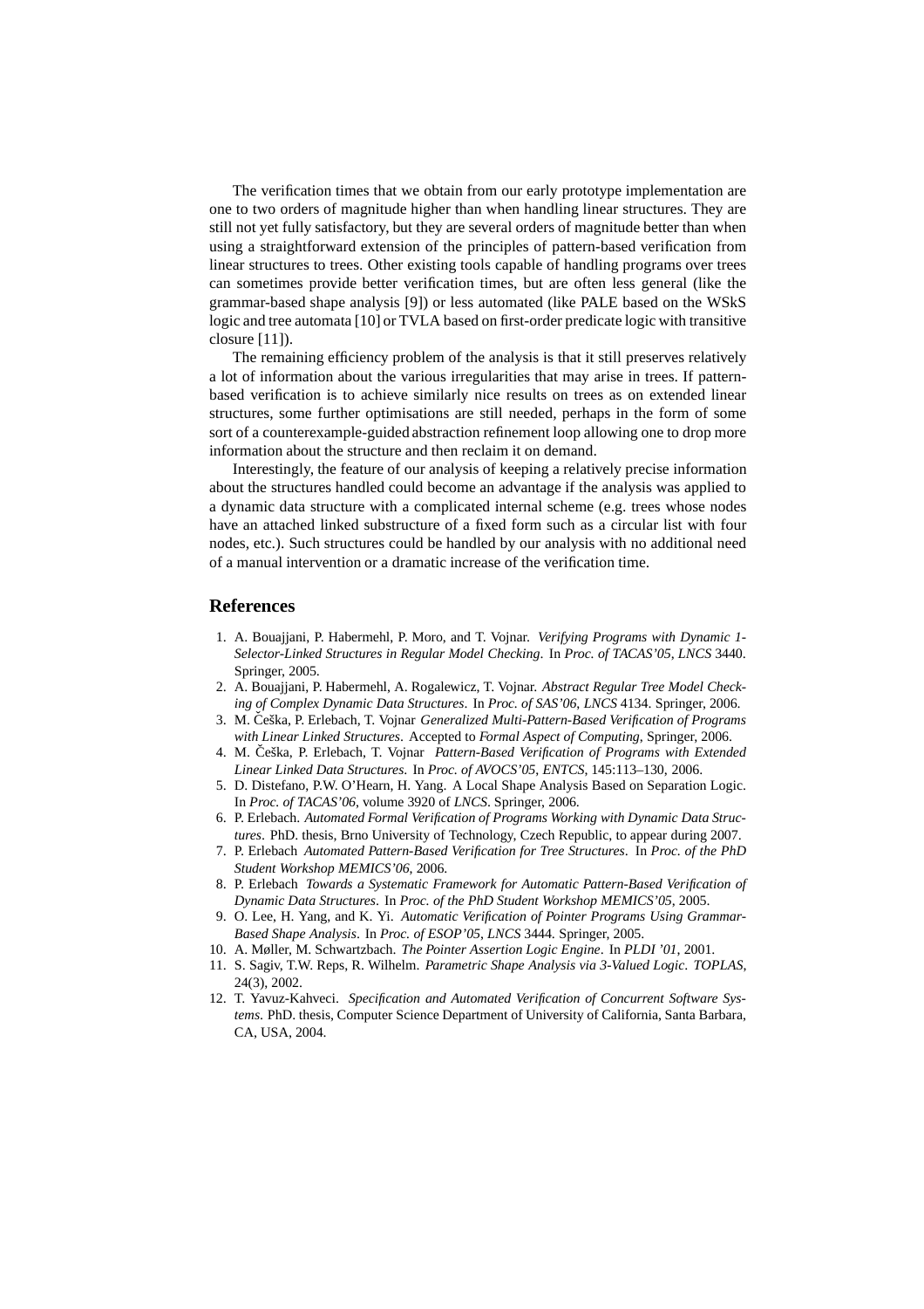The verification times that we obtain from our early prototype implementation are one to two orders of magnitude higher than when handling linear structures. They are still not yet fully satisfactory, but they are several orders of magnitude better than when using a straightforward extension of the principles of pattern-based verification from linear structures to trees. Other existing tools capable of handling programs over trees can sometimes provide better verification times, but are often less general (like the grammar-based shape analysis [9]) or less automated (like PALE based on the WSkS logic and tree automata [10] or TVLA based on first-order predicate logic with transitive closure [11]).

The remaining efficiency problem of the analysis is that it still preserves relatively a lot of information about the various irregularities that may arise in trees. If pattern-based verification is to achieve similarly nice results on trees as on extended linear structures, some further optimisations are still needed, perhaps in the form of some sort of a counterexample-guided abstraction refinement loop allowing one to drop more information about the structure and then reclaim it on demand.

Interestingly, the feature of our analysis of keeping a relatively precise information about the structures handled could become an advantage if the analysis was applied to a dynamic data structure with a complicated internal scheme (e.g. trees whose nodes have an attached linked substructure of a fixed form such as a circular list with four nodes, etc.). Such structures could be handled by our analysis with no additional need of a manual intervention or a dramatic increase of the verification time.

## References

1. A. Bouajjani, P. Habermehl, P. Moro, and T. Vojnar. *Verifying Programs with Dynamic 1-Selector-Linked Structures in Regular Model Checking*. In *Proc. of TACAS'05*, *LNCS* 3440. Springer, 2005.
2. A. Bouajjani, P. Habermehl, A. Rogalewicz, T. Vojnar. *Abstract Regular Tree Model Checking of Complex Dynamic Data Structures*. In *Proc. of SAS'06*, *LNCS* 4134. Springer, 2006.
3. M. Češka, P. Erlebach, T. Vojnar *Generalized Multi-Pattern-Based Verification of Programs with Linear Linked Structures*. Accepted to *Formal Aspect of Computing*, Springer, 2006.
4. M. Češka, P. Erlebach, T. Vojnar *Pattern-Based Verification of Programs with Extended Linear Linked Data Structures*. In *Proc. of AVOCS'05*, *ENTCS*, 145:113–130, 2006.
5. D. Distefano, P.W. O'Hearn, H. Yang. A Local Shape Analysis Based on Separation Logic. In *Proc. of TACAS'06*, volume 3920 of *LNCS*. Springer, 2006.
6. P. Erlebach. *Automated Formal Verification of Programs Working with Dynamic Data Structures*. PhD. thesis, Brno University of Technology, Czech Republic, to appear during 2007.
7. P. Erlebach *Automated Pattern-Based Verification for Tree Structures*. In *Proc. of the PhD Student Workshop MEMICS'06*, 2006.
8. P. Erlebach *Towards a Systematic Framework for Automatic Pattern-Based Verification of Dynamic Data Structures*. In *Proc. of the PhD Student Workshop MEMICS'05*, 2005.
9. O. Lee, H. Yang, and K. Yi. *Automatic Verification of Pointer Programs Using Grammar-Based Shape Analysis*. In *Proc. of ESOP'05*, *LNCS* 3444. Springer, 2005.
10. A. Møller, M. Schwartzbach. *The Pointer Assertion Logic Engine*. In *PLDI '01*, 2001.
11. S. Sagiv, T.W. Reps, R. Wilhelm. *Parametric Shape Analysis via 3-Valued Logic*. *TOPLAS*, 24(3), 2002.
12. T. Yavuz-Kahveci. *Specification and Automated Verification of Concurrent Software Systems*. PhD. thesis, Computer Science Department of University of California, Santa Barbara, CA, USA, 2004.